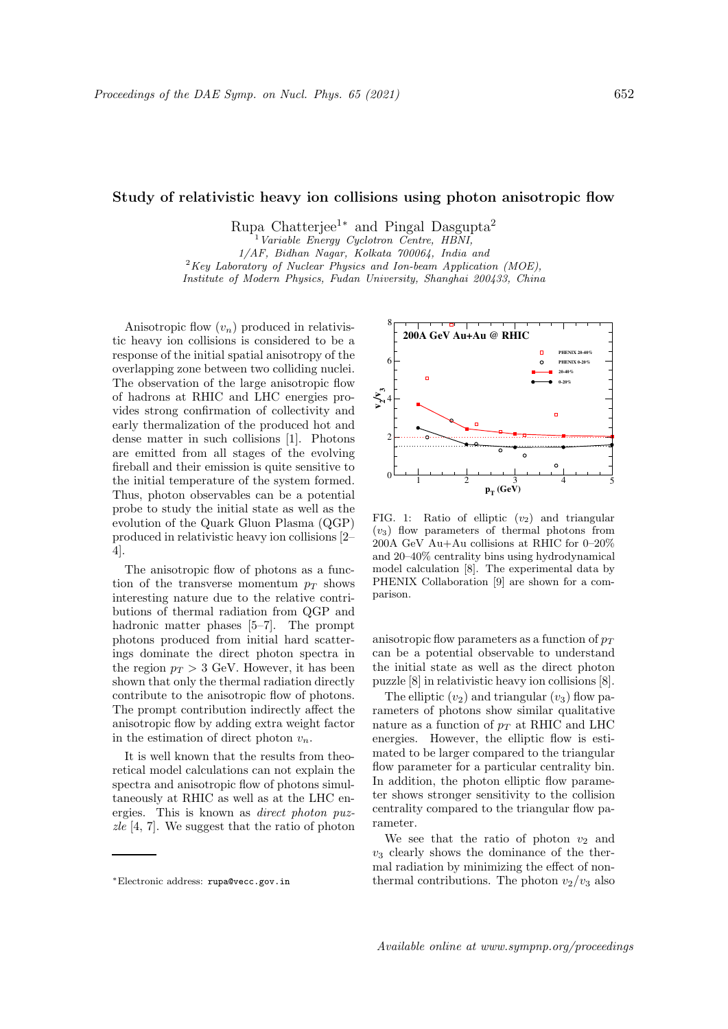# Study of relativistic heavy ion collisions using photon anisotropic flow

Rupa Chatterjee[1]* and Pingal Dasgupta[2]

[1] *Variable Energy Cyclotron Centre, HBNI, 1/AF, Bidhan Nagar, Kolkata 700064, India and*
[2] *Key Laboratory of Nuclear Physics and Ion-beam Application (MOE), Institute of Modern Physics, Fudan University, Shanghai 200433, China*

Anisotropic flow ($v_n$) produced in relativistic heavy ion collisions is considered to be a response of the initial spatial anisotropy of the overlapping zone between two colliding nuclei. The observation of the large anisotropic flow of hadrons at RHIC and LHC energies provides strong confirmation of collectivity and early thermalization of the produced hot and dense matter in such collisions [1]. Photons are emitted from all stages of the evolving fireball and their emission is quite sensitive to the initial temperature of the system formed. Thus, photon observables can be a potential probe to study the initial state as well as the evolution of the Quark Gluon Plasma (QGP) produced in relativistic heavy ion collisions [2–4].

The anisotropic flow of photons as a function of the transverse momentum $p_T$ shows interesting nature due to the relative contributions of thermal radiation from QGP and hadronic matter phases [5–7]. The prompt photons produced from initial hard scatterings dominate the direct photon spectra in the region $p_T > 3$ GeV. However, it has been shown that only the thermal radiation directly contribute to the anisotropic flow of photons. The prompt contribution indirectly affect the anisotropic flow by adding extra weight factor in the estimation of direct photon $v_n$.

It is well known that the results from theoretical model calculations can not explain the spectra and anisotropic flow of photons simultaneously at RHIC as well as at the LHC energies. This is known as *direct photon puzzle* [4, 7]. We suggest that the ratio of photon anisotropic flow parameters as a function of $p_T$ can be a potential observable to understand the initial state as well as the direct photon puzzle [8] in relativistic heavy ion collisions [8].

FIG. 1: Ratio of elliptic ($v_2$) and triangular ($v_3$) flow parameters of thermal photons from 200A GeV Au+Au collisions at RHIC for 0–20% and 20–40% centrality bins using hydrodynamical model calculation [8]. The experimental data by PHENIX Collaboration [9] are shown for a comparison.

The elliptic ($v_2$) and triangular ($v_3$) flow parameters of photons show similar qualitative nature as a function of $p_T$ at RHIC and LHC energies. However, the elliptic flow is estimated to be larger compared to the triangular flow parameter for a particular centrality bin. In addition, the photon elliptic flow parameter shows stronger sensitivity to the collision centrality compared to the triangular flow parameter.

We see that the ratio of photon $v_2$ and $v_3$ clearly shows the dominance of the thermal radiation by minimizing the effect of non-thermal contributions. The photon $v_2/v_3$ also

*Electronic address: rupa@vecc.gov.in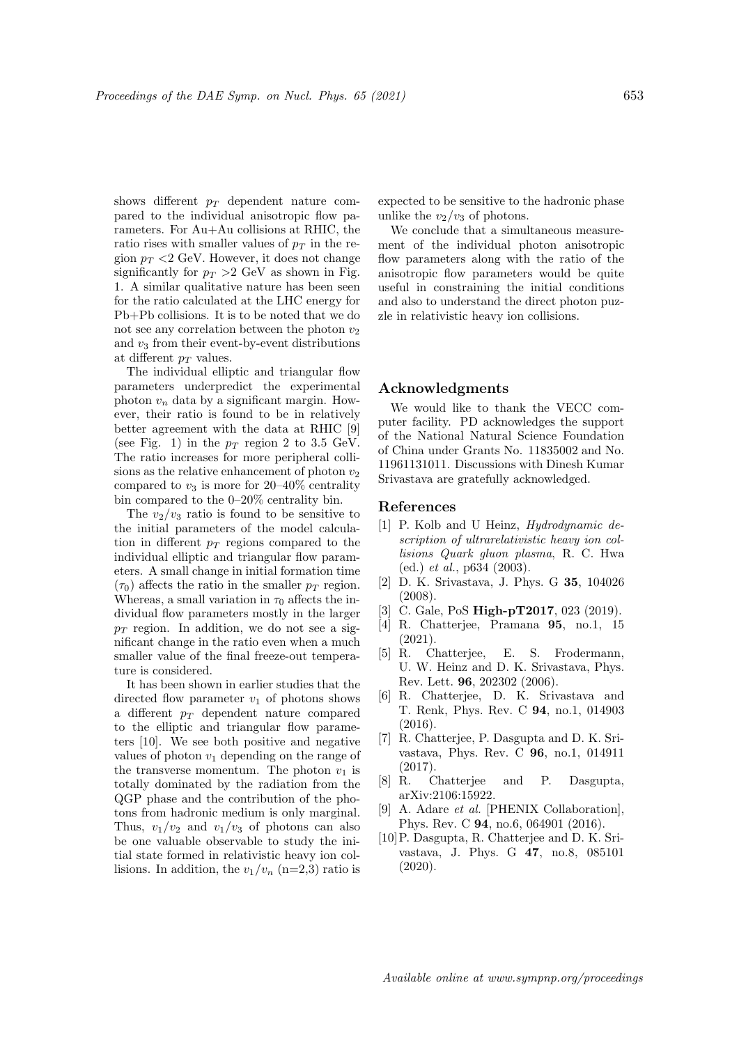shows different $p_T$ dependent nature compared to the individual anisotropic flow parameters. For Au+Au collisions at RHIC, the ratio rises with smaller values of $p_T$ in the region $p_T$ <2 GeV. However, it does not change significantly for $p_T$ >2 GeV as shown in Fig. 1. A similar qualitative nature has been seen for the ratio calculated at the LHC energy for Pb+Pb collisions. It is to be noted that we do not see any correlation between the photon $v_2$ and $v_3$ from their event-by-event distributions at different $p_T$ values.

The individual elliptic and triangular flow parameters underpredict the experimental photon $v_n$ data by a significant margin. However, their ratio is found to be in relatively better agreement with the data at RHIC [9] (see Fig. 1) in the $p_T$ region 2 to 3.5 GeV. The ratio increases for more peripheral collisions as the relative enhancement of photon $v_2$ compared to $v_3$ is more for 20–40% centrality bin compared to the 0–20% centrality bin.

The $v_2/v_3$ ratio is found to be sensitive to the initial parameters of the model calculation in different $p_T$ regions compared to the individual elliptic and triangular flow parameters. A small change in initial formation time ($\tau_0$) affects the ratio in the smaller $p_T$ region. Whereas, a small variation in $\tau_0$ affects the individual flow parameters mostly in the larger $p_T$ region. In addition, we do not see a significant change in the ratio even when a much smaller value of the final freeze-out temperature is considered.

It has been shown in earlier studies that the directed flow parameter $v_1$ of photons shows a different $p_T$ dependent nature compared to the elliptic and triangular flow parameters [10]. We see both positive and negative values of photon $v_1$ depending on the range of the transverse momentum. The photon $v_1$ is totally dominated by the radiation from the QGP phase and the contribution of the photons from hadronic medium is only marginal. Thus, $v_1/v_2$ and $v_1/v_3$ of photons can also be one valuable observable to study the initial state formed in relativistic heavy ion collisions. In addition, the $v_1/v_n$ (n=2,3) ratio is expected to be sensitive to the hadronic phase unlike the $v_2/v_3$ of photons.

We conclude that a simultaneous measurement of the individual photon anisotropic flow parameters along with the ratio of the anisotropic flow parameters would be quite useful in constraining the initial conditions and also to understand the direct photon puzzle in relativistic heavy ion collisions.

## Acknowledgments

We would like to thank the VECC computer facility. PD acknowledges the support of the National Natural Science Foundation of China under Grants No. 11835002 and No. 11961131011. Discussions with Dinesh Kumar Srivastava are gratefully acknowledged.

## References

[1] P. Kolb and U Heinz, *Hydrodynamic description of ultrarelativistic heavy ion collisions Quark gluon plasma*, R. C. Hwa (ed.) *et al.*, p634 (2003).

[2] D. K. Srivastava, J. Phys. G **35**, 104026 (2008).

[3] C. Gale, PoS **High-pT2017**, 023 (2019).

[4] R. Chatterjee, Pramana **95**, no.1, 15 (2021).

[5] R. Chatterjee, E. S. Frodermann, U. W. Heinz and D. K. Srivastava, Phys. Rev. Lett. **96**, 202302 (2006).

[6] R. Chatterjee, D. K. Srivastava and T. Renk, Phys. Rev. C **94**, no.1, 014903 (2016).

[7] R. Chatterjee, P. Dasgupta and D. K. Srivastava, Phys. Rev. C **96**, no.1, 014911 (2017).

[8] R. Chatterjee and P. Dasgupta, arXiv:2106:15922.

[9] A. Adare *et al.* [PHENIX Collaboration], Phys. Rev. C **94**, no.6, 064901 (2016).

[10] P. Dasgupta, R. Chatterjee and D. K. Srivastava, J. Phys. G **47**, no.8, 085101 (2020).